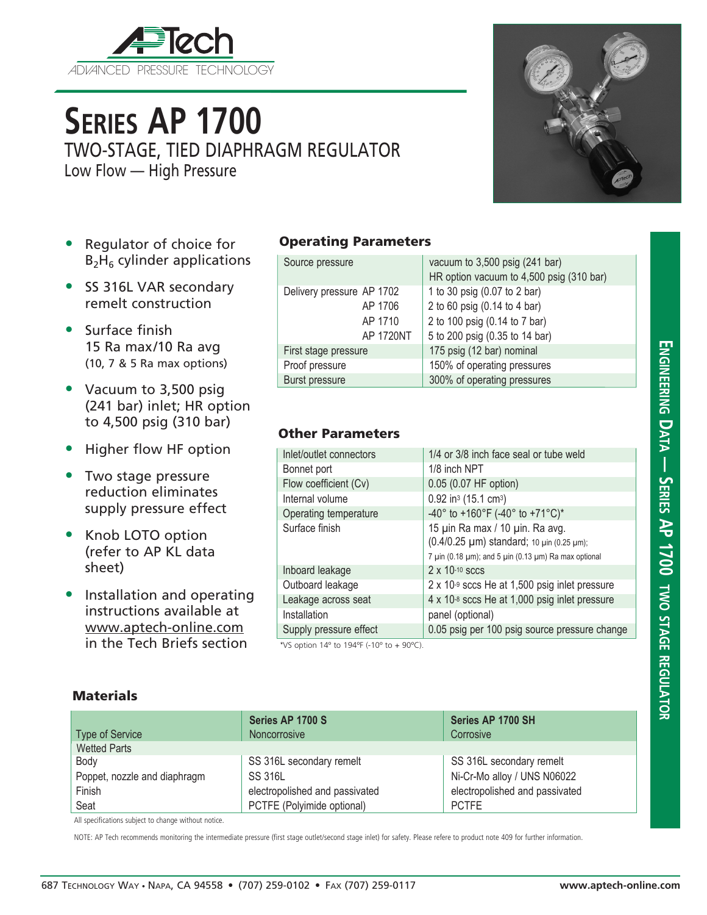# SERIES AP 1700

## TWO-STAGE, TIED DIAPHRAGM REGULATOR

Low Flow — High Pressure

- Regulator of choice for $B_2H_6$ cylinder applications
- SS 316L VAR secondary remelt construction
- Surface finish 15 Ra max/10 Ra avg (10, 7 & 5 Ra max options)
- Vacuum to 3,500 psig (241 bar) inlet; HR option to 4,500 psig (310 bar)
- Higher flow HF option
- Two stage pressure reduction eliminates supply pressure effect
- Knob LOTO option (refer to AP KL data sheet)
- Installation and operating instructions available at www.aptech-online.com in the Tech Briefs section

### Operating Parameters

| | |
|---|---|
| Source pressure | vacuum to 3,500 psig (241 bar)<br>HR option vacuum to 4,500 psig (310 bar) |
| Delivery pressure AP 1702 | 1 to 30 psig (0.07 to 2 bar) |
| AP 1706 | 2 to 60 psig (0.14 to 4 bar) |
| AP 1710 | 2 to 100 psig (0.14 to 7 bar) |
| AP 1720NT | 5 to 200 psig (0.35 to 14 bar) |
| First stage pressure | 175 psig (12 bar) nominal |
| Proof pressure | 150% of operating pressures |
| Burst pressure | 300% of operating pressures |

### Other Parameters

| | |
|---|---|
| Inlet/outlet connectors | 1/4 or 3/8 inch face seal or tube weld |
| Bonnet port | 1/8 inch NPT |
| Flow coefficient (Cv) | 0.05 (0.07 HF option) |
| Internal volume | 0.92 in³ (15.1 cm³) |
| Operating temperature | -40° to +160°F (-40° to +71°C)* |
| Surface finish | 15 µin Ra max / 10 µin. Ra avg. (0.4/0.25 µm) standard; 10 µin (0.25 µm); 7 µin (0.18 µm); and 5 µin (0.13 µm) Ra max optional |
| Inboard leakage | $2 \times 10^{-10}$ sccs |
| Outboard leakage | $2 \times 10^{-9}$ sccs He at 1,500 psig inlet pressure |
| Leakage across seat | $4 \times 10^{-8}$ sccs He at 1,000 psig inlet pressure |
| Installation | panel (optional) |
| Supply pressure effect | 0.05 psig per 100 psig source pressure change |

*VS option 14° to 194°F (-10° to + 90°C).

### Materials

| Type of Service | Series AP 1700 S<br>Noncorrosive | Series AP 1700 SH<br>Corrosive |
|---|---|---|
| Wetted Parts | | |
| Body | SS 316L secondary remelt | SS 316L secondary remelt |
| Poppet, nozzle and diaphragm | SS 316L | Ni-Cr-Mo alloy / UNS N06022 |
| Finish | electropolished and passivated | electropolished and passivated |
| Seat | PCTFE (Polyimide optional) | PCTFE |

All specifications subject to change without notice.

NOTE: AP Tech recommends monitoring the intermediate pressure (first stage outlet/second stage inlet) for safety. Please refere to product note 409 for further information.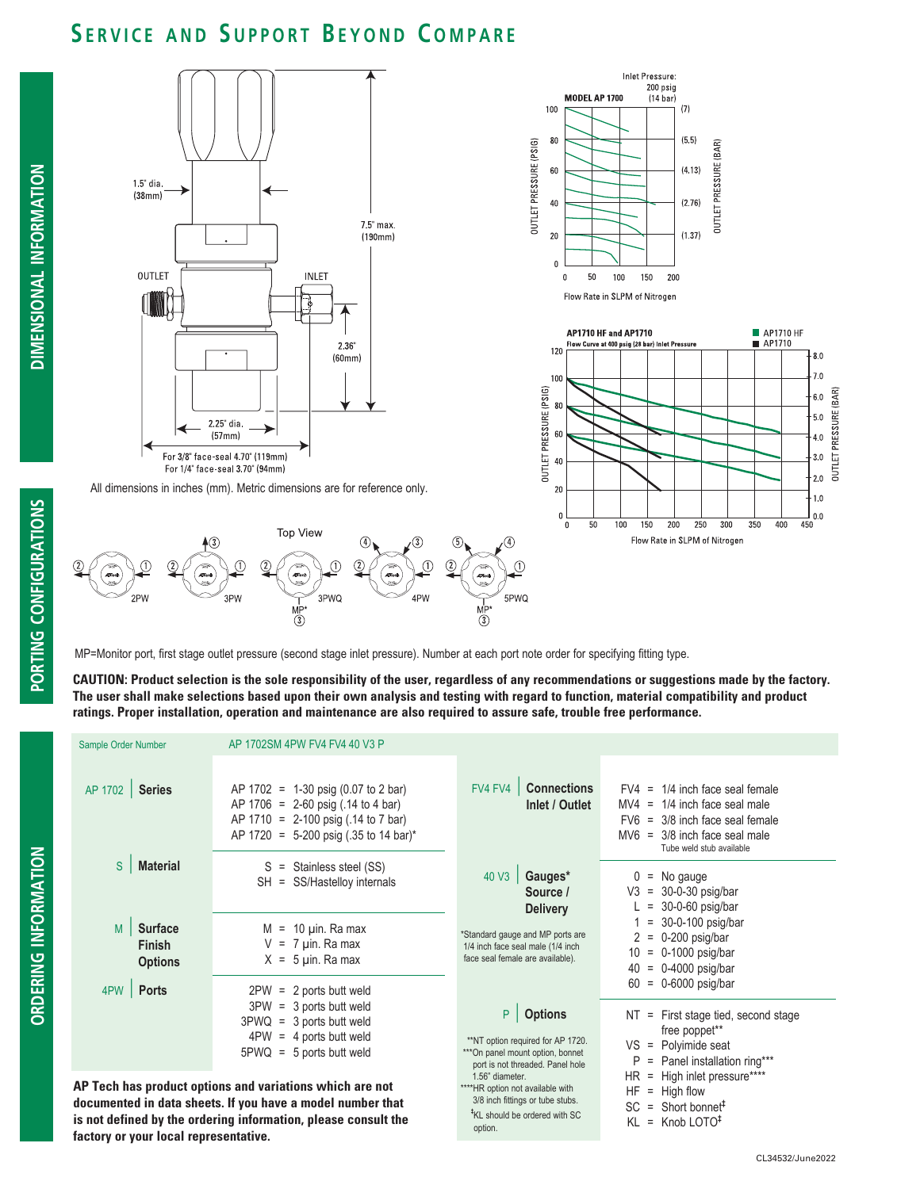# Service and Support Beyond Compare

## Dimensional Information

1.5" dia. (38mm)

7.5" max. (190mm)

OUTLET

INLET

2.36" (60mm)

2.25" dia. (57mm)

For 3/8" face-seal 4.70" (119mm)
For 1/4" face-seal 3.70" (94mm)

All dimensions in inches (mm). Metric dimensions are for reference only.

MODEL AP 1700

Inlet Pressure: 200 psig (14 bar)

OUTLET PRESSURE (PSIG)

100, 80, 60, 40, 20, 0

(7), (5.5), (4.13), (2.76), (1.37)

OUTLET PRESSURE (BAR)

0, 50, 100, 150, 200

Flow Rate in SLPM of Nitrogen

AP1710 HF and AP1710

Flow Curve at 400 psig (28 bar) Inlet Pressure

AP1710 HF
AP1710

OUTLET PRESSURE (PSIG)

120, 100, 80, 60, 40, 20, 0

8.0, 7.0, 6.0, 5.0, 4.0, 3.0, 2.0, 1.0, 0.0

OUTLET PRESSURE (BAR)

0, 50, 100, 150, 200, 250, 300, 350, 400, 450

Flow Rate in SLPM of Nitrogen

## Porting Configurations

Top View

2PW, 3PW, 3PWQ, 4PW, 5PWQ

MP*

MP=Monitor port, first stage outlet pressure (second stage inlet pressure). Number at each port note order for specifying fitting type.

**CAUTION: Product selection is the sole responsibility of the user, regardless of any recommendations or suggestions made by the factory. The user shall make selections based upon their own analysis and testing with regard to function, material compatibility and product ratings. Proper installation, operation and maintenance are also required to assure safe, trouble free performance.**

## Ordering Information

Sample Order Number: AP 1702SM 4PW FV4 FV4 40 V3 P

| Code | Category | Options |
|---|---|---|
| AP 1702 | **Series** | AP 1702 = 1-30 psig (0.07 to 2 bar)<br>AP 1706 = 2-60 psig (.14 to 4 bar)<br>AP 1710 = 2-100 psig (.14 to 7 bar)<br>AP 1720 = 5-200 psig (.35 to 14 bar)* |
| S | **Material** | S = Stainless steel (SS)<br>SH = SS/Hastelloy internals |
| M | **Surface Finish Options** | M = 10 µin. Ra max<br>V = 7 µin. Ra max<br>X = 5 µin. Ra max |
| 4PW | **Ports** | 2PW = 2 ports butt weld<br>3PW = 3 ports butt weld<br>3PWQ = 3 ports butt weld<br>4PW = 4 ports butt weld<br>5PWQ = 5 ports butt weld |
| FV4 FV4 | **Connections Inlet / Outlet** | FV4 = 1/4 inch face seal female<br>MV4 = 1/4 inch face seal male<br>FV6 = 3/8 inch face seal female<br>MV6 = 3/8 inch face seal male<br>Tube weld stub available |
| 40 V3 | **Gauges* Source / Delivery**<br>*Standard gauge and MP ports are 1/4 inch face seal male (1/4 inch face seal female are available). | 0 = No gauge<br>V3 = 30-0-30 psig/bar<br>L = 30-0-60 psig/bar<br>1 = 30-0-100 psig/bar<br>2 = 0-200 psig/bar<br>10 = 0-1000 psig/bar<br>40 = 0-4000 psig/bar<br>60 = 0-6000 psig/bar |
| P | **Options**<br>**NT option required for AP 1720.<br>***On panel mount option, bonnet port is not threaded. Panel hole 1.56" diameter.<br>****HR option not available with 3/8 inch fittings or tube stubs.<br>‡KL should be ordered with SC option. | NT = First stage tied, second stage free poppet**<br>VS = Polyimide seat<br>P = Panel installation ring***<br>HR = High inlet pressure****<br>HF = High flow<br>SC = Short bonnet‡<br>KL = Knob LOTO‡ |

**AP Tech has product options and variations which are not documented in data sheets. If you have a model number that is not defined by the ordering information, please consult the factory or your local representative.**

CL34532/June2022